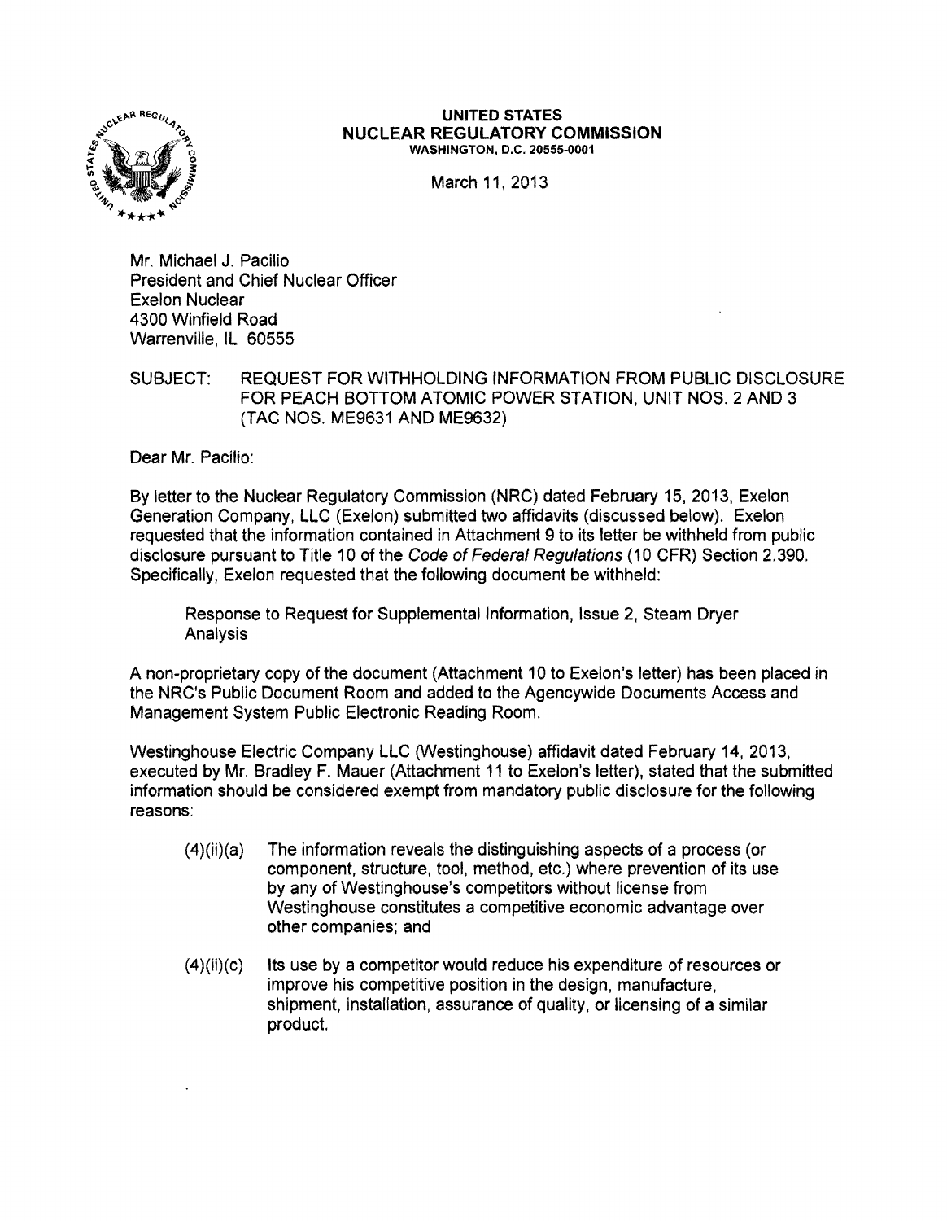**UNITED STATES**
**NUCLEAR REGULATORY COMMISSION**
WASHINGTON, D.C. 20555-0001

March 11, 2013

Mr. Michael J. Pacilio
President and Chief Nuclear Officer
Exelon Nuclear
4300 Winfield Road
Warrenville, IL 60555

SUBJECT: REQUEST FOR WITHHOLDING INFORMATION FROM PUBLIC DISCLOSURE FOR PEACH BOTTOM ATOMIC POWER STATION, UNIT NOS. 2 AND 3 (TAC NOS. ME9631 AND ME9632)

Dear Mr. Pacilio:

By letter to the Nuclear Regulatory Commission (NRC) dated February 15, 2013, Exelon Generation Company, LLC (Exelon) submitted two affidavits (discussed below). Exelon requested that the information contained in Attachment 9 to its letter be withheld from public disclosure pursuant to Title 10 of the *Code of Federal Regulations* (10 CFR) Section 2.390. Specifically, Exelon requested that the following document be withheld:

> Response to Request for Supplemental Information, Issue 2, Steam Dryer Analysis

A non-proprietary copy of the document (Attachment 10 to Exelon's letter) has been placed in the NRC's Public Document Room and added to the Agencywide Documents Access and Management System Public Electronic Reading Room.

Westinghouse Electric Company LLC (Westinghouse) affidavit dated February 14, 2013, executed by Mr. Bradley F. Mauer (Attachment 11 to Exelon's letter), stated that the submitted information should be considered exempt from mandatory public disclosure for the following reasons:

- (4)(ii)(a) The information reveals the distinguishing aspects of a process (or component, structure, tool, method, etc.) where prevention of its use by any of Westinghouse's competitors without license from Westinghouse constitutes a competitive economic advantage over other companies; and

- (4)(ii)(c) Its use by a competitor would reduce his expenditure of resources or improve his competitive position in the design, manufacture, shipment, installation, assurance of quality, or licensing of a similar product.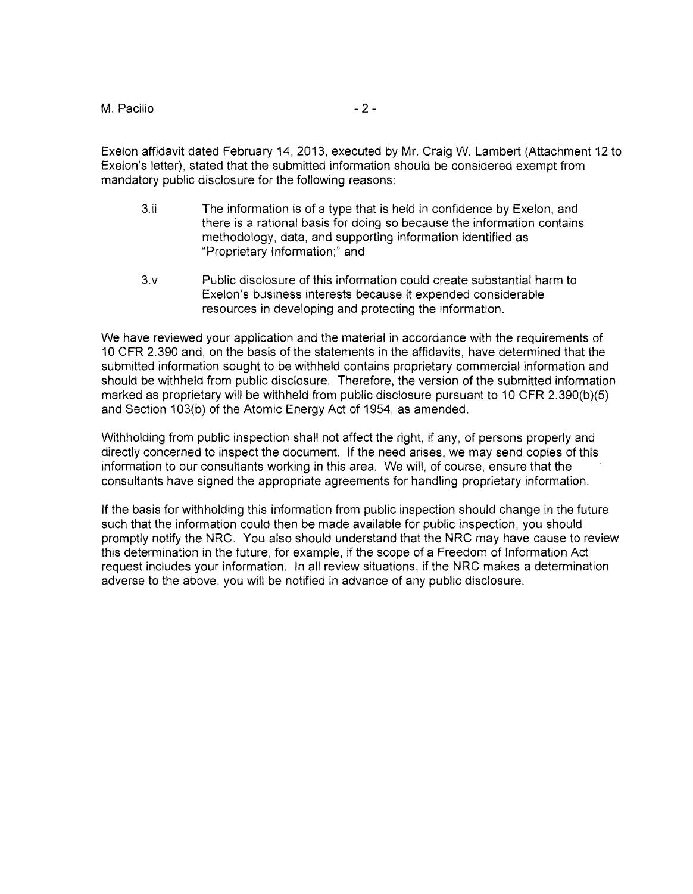Exelon affidavit dated February 14, 2013, executed by Mr. Craig W. Lambert (Attachment 12 to Exelon's letter), stated that the submitted information should be considered exempt from mandatory public disclosure for the following reasons:

3.ii The information is of a type that is held in confidence by Exelon, and there is a rational basis for doing so because the information contains methodology, data, and supporting information identified as "Proprietary Information;" and

3.v Public disclosure of this information could create substantial harm to Exelon's business interests because it expended considerable resources in developing and protecting the information.

We have reviewed your application and the material in accordance with the requirements of 10 CFR 2.390 and, on the basis of the statements in the affidavits, have determined that the submitted information sought to be withheld contains proprietary commercial information and should be withheld from public disclosure. Therefore, the version of the submitted information marked as proprietary will be withheld from public disclosure pursuant to 10 CFR 2.390(b)(5) and Section 103(b) of the Atomic Energy Act of 1954, as amended.

Withholding from public inspection shall not affect the right, if any, of persons properly and directly concerned to inspect the document. If the need arises, we may send copies of this information to our consultants working in this area. We will, of course, ensure that the consultants have signed the appropriate agreements for handling proprietary information.

If the basis for withholding this information from public inspection should change in the future such that the information could then be made available for public inspection, you should promptly notify the NRC. You also should understand that the NRC may have cause to review this determination in the future, for example, if the scope of a Freedom of Information Act request includes your information. In all review situations, if the NRC makes a determination adverse to the above, you will be notified in advance of any public disclosure.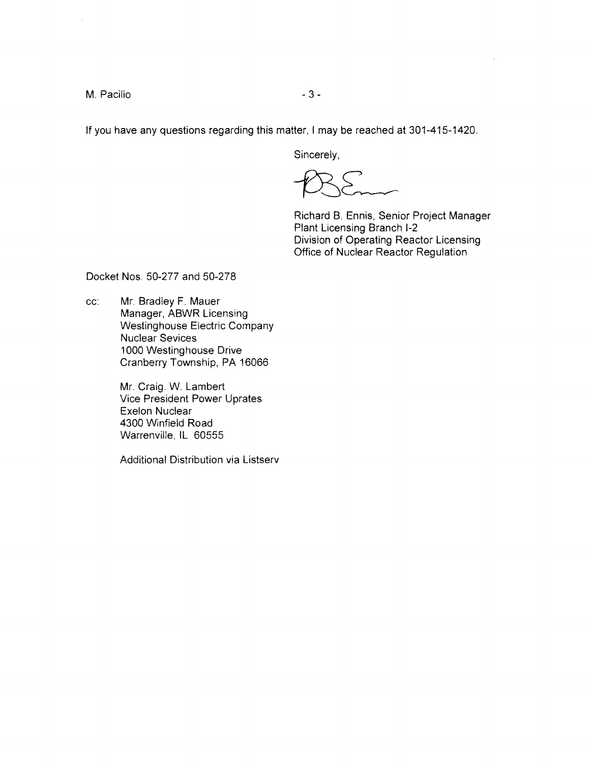If you have any questions regarding this matter, I may be reached at 301-415-1420.

Sincerely,

Richard B. Ennis, Senior Project Manager
Plant Licensing Branch I-2
Division of Operating Reactor Licensing
Office of Nuclear Reactor Regulation

Docket Nos. 50-277 and 50-278

cc: Mr. Bradley F. Mauer
Manager, ABWR Licensing
Westinghouse Electric Company
Nuclear Sevices
1000 Westinghouse Drive
Cranberry Township, PA 16066

Mr. Craig. W. Lambert
Vice President Power Uprates
Exelon Nuclear
4300 Winfield Road
Warrenville, IL 60555

Additional Distribution via Listserv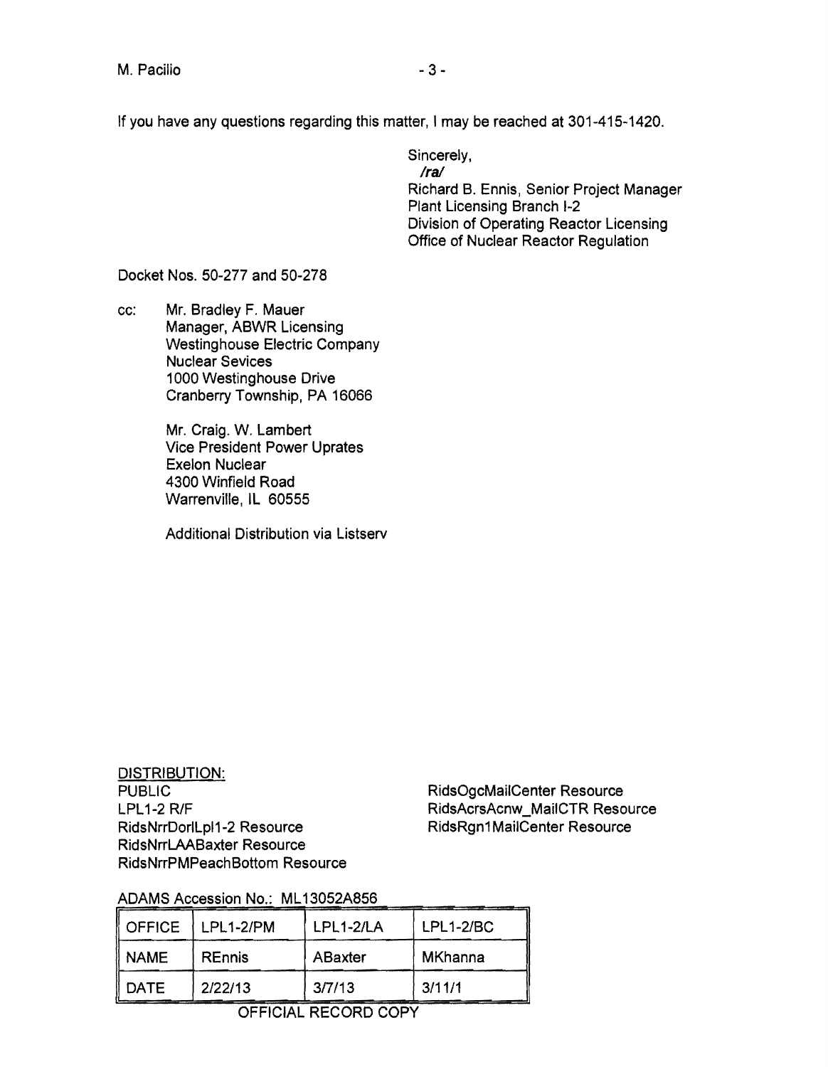If you have any questions regarding this matter, I may be reached at 301-415-1420.

Sincerely,
*/ra/*
Richard B. Ennis, Senior Project Manager
Plant Licensing Branch I-2
Division of Operating Reactor Licensing
Office of Nuclear Reactor Regulation

Docket Nos. 50-277 and 50-278

cc: Mr. Bradley F. Mauer
Manager, ABWR Licensing
Westinghouse Electric Company
Nuclear Sevices
1000 Westinghouse Drive
Cranberry Township, PA 16066

Mr. Craig. W. Lambert
Vice President Power Uprates
Exelon Nuclear
4300 Winfield Road
Warrenville, IL 60555

Additional Distribution via Listserv

DISTRIBUTION:
PUBLIC
LPL1-2 R/F
RidsNrrDorlLpl1-2 Resource
RidsNrrLAABaxter Resource
RidsNrrPMPeachBottom Resource
RidsOgcMailCenter Resource
RidsAcrsAcnw_MailCTR Resource
RidsRgn1MailCenter Resource

ADAMS Accession No.: ML13052A856

| OFFICE | LPL1-2/PM | LPL1-2/LA | LPL1-2/BC |
|---|---|---|---|
| NAME | REnnis | ABaxter | MKhanna |
| DATE | 2/22/13 | 3/7/13 | 3/11/1 |

OFFICIAL RECORD COPY